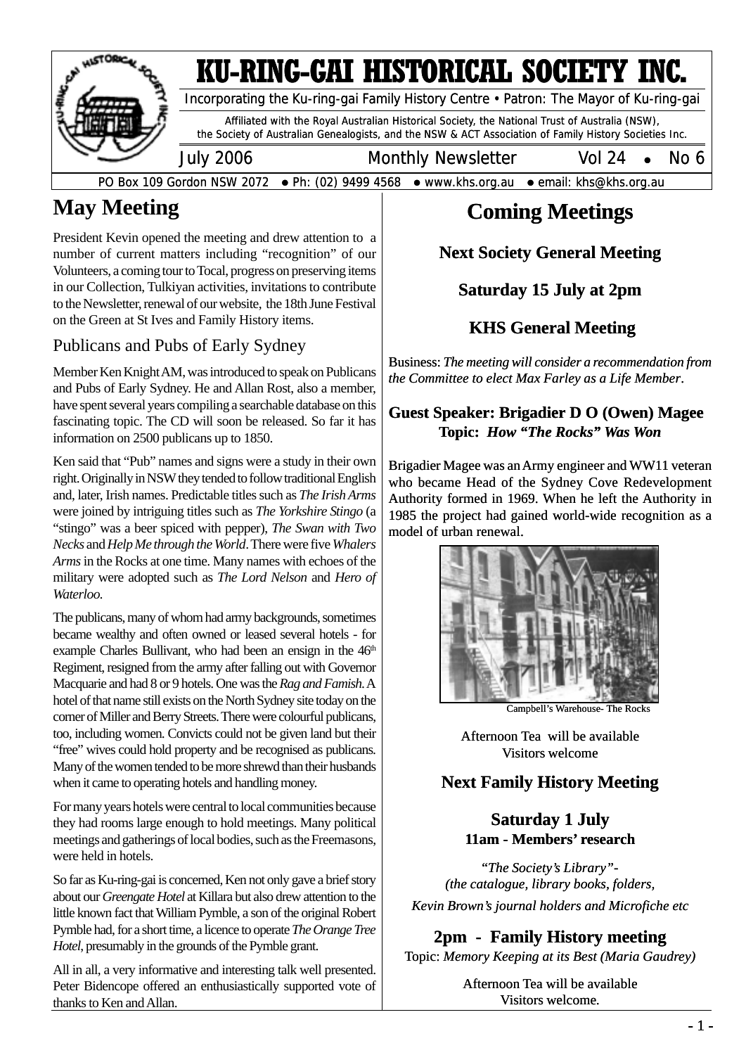# KU-RING-GAI HISTORICAL SOCIETY INC.

Incorporating the Ku-ring-gai Family History Centre • Patron: The Mayor of Ku-ring-gai

Affiliated with the Royal Australian Historical Society, the National Trust of Australia (NSW), the Society of Australian Genealogists, and the NSW & ACT Association of Family History Societies Inc.

July 2006 — Monthly Newsletter — Vol 24 • No 6

PO Box 109 Gordon NSW 2072 • Ph: (02) 9499 4568 • www.khs.org.au • email: khs@khs.org.au

## May Meeting

President Kevin opened the meeting and drew attention to a number of current matters including "recognition" of our Volunteers, a coming tour to Tocal, progress on preserving items in our Collection, Tulkiyan activities, invitations to contribute to the Newsletter, renewal of our website, the 18th June Festival on the Green at St Ives and Family History items.

### Publicans and Pubs of Early Sydney

Member Ken Knight AM, was introduced to speak on Publicans and Pubs of Early Sydney. He and Allan Rost, also a member, have spent several years compiling a searchable database on this fascinating topic. The CD will soon be released. So far it has information on 2500 publicans up to 1850.

Ken said that "Pub" names and signs were a study in their own right. Originally in NSW they tended to follow traditional English and, later, Irish names. Predictable titles such as *The Irish Arms* were joined by intriguing titles such as *The Yorkshire Stingo* (a "stingo" was a beer spiced with pepper), *The Swan with Two Necks* and *Help Me through the World*. There were five *Whalers Arms* in the Rocks at one time. Many names with echoes of the military were adopted such as *The Lord Nelson* and *Hero of Waterloo*.

The publicans, many of whom had army backgrounds, sometimes became wealthy and often owned or leased several hotels - for example Charles Bullivant, who had been an ensign in the 46th Regiment, resigned from the army after falling out with Governor Macquarie and had 8 or 9 hotels. One was the *Rag and Famish*. A hotel of that name still exists on the North Sydney site today on the corner of Miller and Berry Streets. There were colourful publicans, too, including women. Convicts could not be given land but their "free" wives could hold property and be recognised as publicans. Many of the women tended to be more shrewd than their husbands when it came to operating hotels and handling money.

For many years hotels were central to local communities because they had rooms large enough to hold meetings. Many political meetings and gatherings of local bodies, such as the Freemasons, were held in hotels.

So far as Ku-ring-gai is concerned, Ken not only gave a brief story about our *Greengate Hotel* at Killara but also drew attention to the little known fact that William Pymble, a son of the original Robert Pymble had, for a short time, a licence to operate *The Orange Tree Hotel*, presumably in the grounds of the Pymble grant.

All in all, a very informative and interesting talk well presented. Peter Bidencope offered an enthusiastically supported vote of thanks to Ken and Allan.

## Coming Meetings

### Next Society General Meeting

**Saturday 15 July at 2pm**

### KHS General Meeting

Business: *The meeting will consider a recommendation from the Committee to elect Max Farley as a Life Member*.

**Guest Speaker: Brigadier D O (Owen) Magee**
**Topic: *How "The Rocks" Was Won***

Brigadier Magee was an Army engineer and WW11 veteran who became Head of the Sydney Cove Redevelopment Authority formed in 1969. When he left the Authority in 1985 the project had gained world-wide recognition as a model of urban renewal.

Campbell's Warehouse- The Rocks

Afternoon Tea will be available
Visitors welcome

### Next Family History Meeting

**Saturday 1 July**
**11am - Members' research**

*"The Society's Library"- (the catalogue, library books, folders, Kevin Brown's journal holders and Microfiche etc*

**2pm - Family History meeting**

Topic: *Memory Keeping at its Best (Maria Gaudrey)*

Afternoon Tea will be available
Visitors welcome.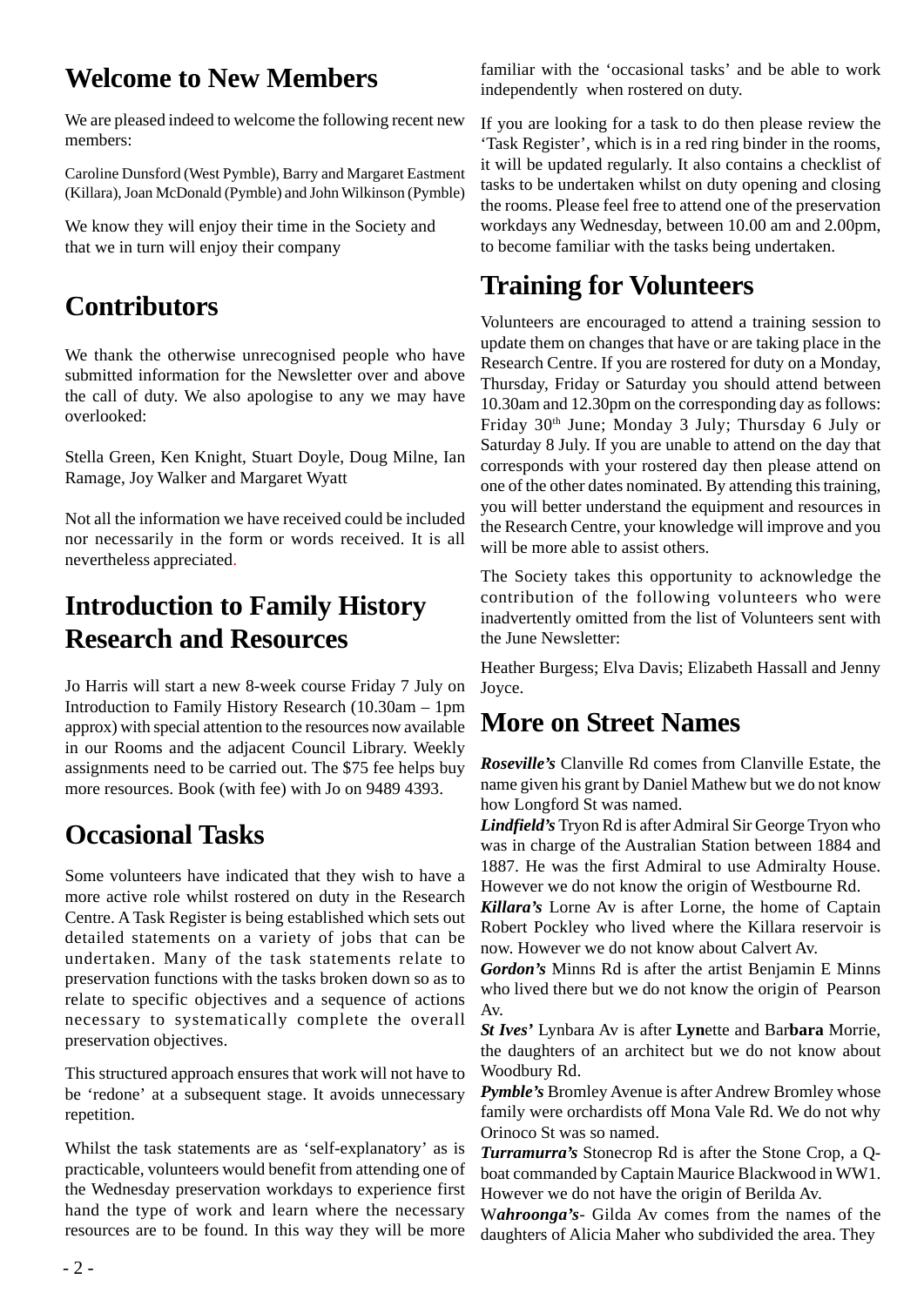## Welcome to New Members

We are pleased indeed to welcome the following recent new members:

Caroline Dunsford (West Pymble), Barry and Margaret Eastment (Killara), Joan McDonald (Pymble) and John Wilkinson (Pymble)

We know they will enjoy their time in the Society and that we in turn will enjoy their company

## Contributors

We thank the otherwise unrecognised people who have submitted information for the Newsletter over and above the call of duty. We also apologise to any we may have overlooked:

Stella Green, Ken Knight, Stuart Doyle, Doug Milne, Ian Ramage, Joy Walker and Margaret Wyatt

Not all the information we have received could be included nor necessarily in the form or words received. It is all nevertheless appreciated.

## Introduction to Family History Research and Resources

Jo Harris will start a new 8-week course Friday 7 July on Introduction to Family History Research (10.30am – 1pm approx) with special attention to the resources now available in our Rooms and the adjacent Council Library. Weekly assignments need to be carried out. The $75 fee helps buy more resources. Book (with fee) with Jo on 9489 4393.

## Occasional Tasks

Some volunteers have indicated that they wish to have a more active role whilst rostered on duty in the Research Centre. A Task Register is being established which sets out detailed statements on a variety of jobs that can be undertaken. Many of the task statements relate to preservation functions with the tasks broken down so as to relate to specific objectives and a sequence of actions necessary to systematically complete the overall preservation objectives.

This structured approach ensures that work will not have to be 'redone' at a subsequent stage. It avoids unnecessary repetition.

Whilst the task statements are as 'self-explanatory' as is practicable, volunteers would benefit from attending one of the Wednesday preservation workdays to experience first hand the type of work and learn where the necessary resources are to be found. In this way they will be more familiar with the 'occasional tasks' and be able to work independently when rostered on duty.

If you are looking for a task to do then please review the 'Task Register', which is in a red ring binder in the rooms, it will be updated regularly. It also contains a checklist of tasks to be undertaken whilst on duty opening and closing the rooms. Please feel free to attend one of the preservation workdays any Wednesday, between 10.00 am and 2.00pm, to become familiar with the tasks being undertaken.

## Training for Volunteers

Volunteers are encouraged to attend a training session to update them on changes that have or are taking place in the Research Centre. If you are rostered for duty on a Monday, Thursday, Friday or Saturday you should attend between 10.30am and 12.30pm on the corresponding day as follows: Friday 30th June; Monday 3 July; Thursday 6 July or Saturday 8 July. If you are unable to attend on the day that corresponds with your rostered day then please attend on one of the other dates nominated. By attending this training, you will better understand the equipment and resources in the Research Centre, your knowledge will improve and you will be more able to assist others.

The Society takes this opportunity to acknowledge the contribution of the following volunteers who were inadvertently omitted from the list of Volunteers sent with the June Newsletter:

Heather Burgess; Elva Davis; Elizabeth Hassall and Jenny Joyce.

## More on Street Names

***Roseville's*** Clanville Rd comes from Clanville Estate, the name given his grant by Daniel Mathew but we do not know how Longford St was named.

***Lindfield's*** Tryon Rd is after Admiral Sir George Tryon who was in charge of the Australian Station between 1884 and 1887. He was the first Admiral to use Admiralty House. However we do not know the origin of Westbourne Rd.

***Killara's*** Lorne Av is after Lorne, the home of Captain Robert Pockley who lived where the Killara reservoir is now. However we do not know about Calvert Av.

***Gordon's*** Minns Rd is after the artist Benjamin E Minns who lived there but we do not know the origin of Pearson Av.

***St Ives'*** Lynbara Av is after **Lyn**ette and Bar**bara** Morrie, the daughters of an architect but we do not know about Woodbury Rd.

***Pymble's*** Bromley Avenue is after Andrew Bromley whose family were orchardists off Mona Vale Rd. We do not why Orinoco St was so named.

***Turramurra's*** Stonecrop Rd is after the Stone Crop, a Q-boat commanded by Captain Maurice Blackwood in WW1. However we do not have the origin of Berilda Av.

W***ahroonga's***- Gilda Av comes from the names of the daughters of Alicia Maher who subdivided the area. They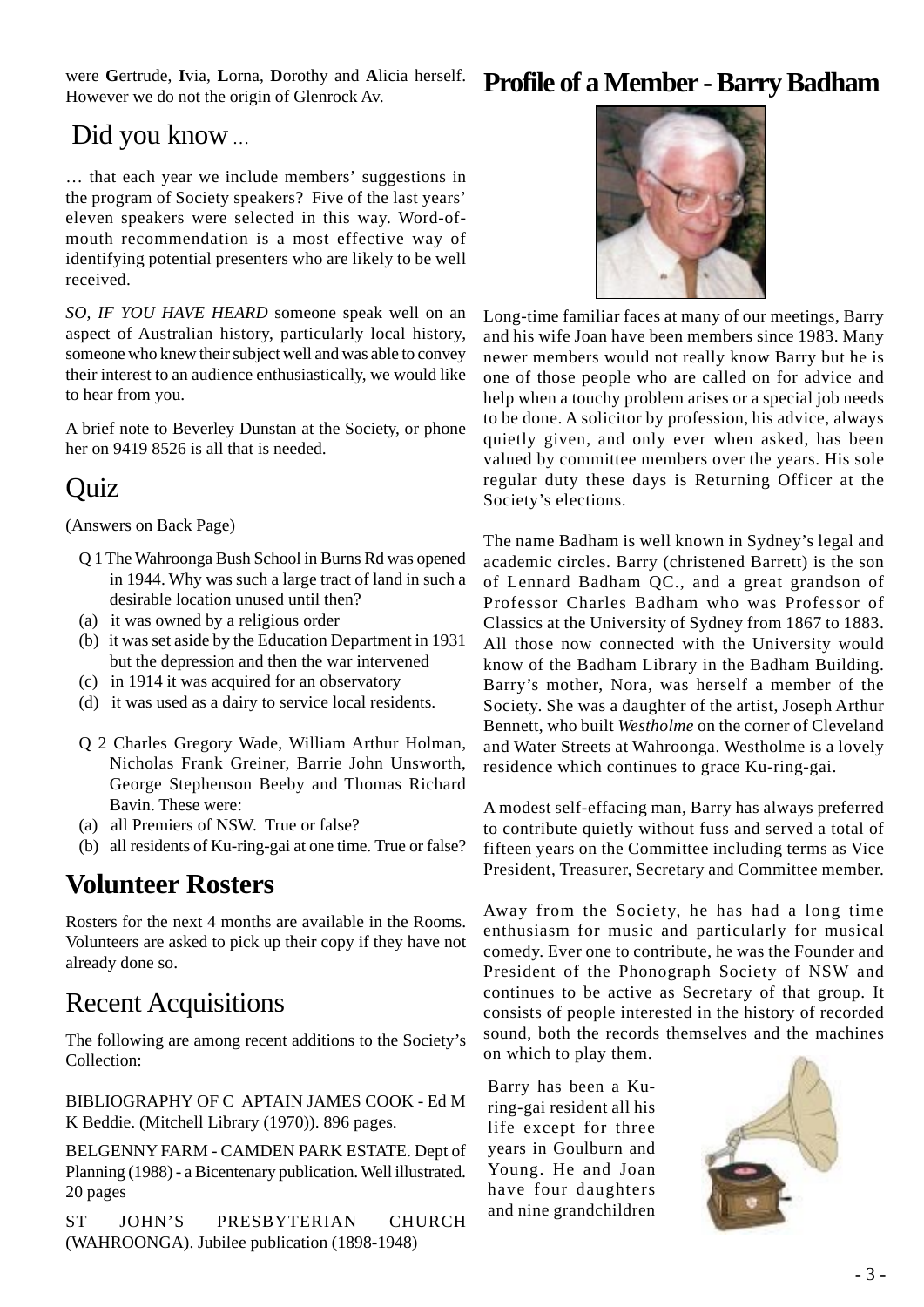were **G**ertrude, **I**via, **L**orna, **D**orothy and **A**licia herself. However we do not the origin of Glenrock Av.

## Did you know ...

… that each year we include members' suggestions in the program of Society speakers? Five of the last years' eleven speakers were selected in this way. Word-of-mouth recommendation is a most effective way of identifying potential presenters who are likely to be well received.

*SO, IF YOU HAVE HEARD* someone speak well on an aspect of Australian history, particularly local history, someone who knew their subject well and was able to convey their interest to an audience enthusiastically, we would like to hear from you.

A brief note to Beverley Dunstan at the Society, or phone her on 9419 8526 is all that is needed.

## Quiz

(Answers on Back Page)

Q 1 The Wahroonga Bush School in Burns Rd was opened in 1944. Why was such a large tract of land in such a desirable location unused until then?

(a) it was owned by a religious order
(b) it was set aside by the Education Department in 1931 but the depression and then the war intervened
(c) in 1914 it was acquired for an observatory
(d) it was used as a dairy to service local residents.

Q 2 Charles Gregory Wade, William Arthur Holman, Nicholas Frank Greiner, Barrie John Unsworth, George Stephenson Beeby and Thomas Richard Bavin. These were:

(a) all Premiers of NSW. True or false?
(b) all residents of Ku-ring-gai at one time. True or false?

## Volunteer Rosters

Rosters for the next 4 months are available in the Rooms. Volunteers are asked to pick up their copy if they have not already done so.

## Recent Acquisitions

The following are among recent additions to the Society's Collection:

BIBLIOGRAPHY OF C APTAIN JAMES COOK - Ed M K Beddie. (Mitchell Library (1970)). 896 pages.

BELGENNY FARM - CAMDEN PARK ESTATE. Dept of Planning (1988) - a Bicentenary publication. Well illustrated. 20 pages

ST JOHN'S PRESBYTERIAN CHURCH (WAHROONGA). Jubilee publication (1898-1948)

## Profile of a Member - Barry Badham

Long-time familiar faces at many of our meetings, Barry and his wife Joan have been members since 1983. Many newer members would not really know Barry but he is one of those people who are called on for advice and help when a touchy problem arises or a special job needs to be done. A solicitor by profession, his advice, always quietly given, and only ever when asked, has been valued by committee members over the years. His sole regular duty these days is Returning Officer at the Society's elections.

The name Badham is well known in Sydney's legal and academic circles. Barry (christened Barrett) is the son of Lennard Badham QC., and a great grandson of Professor Charles Badham who was Professor of Classics at the University of Sydney from 1867 to 1883. All those now connected with the University would know of the Badham Library in the Badham Building. Barry's mother, Nora, was herself a member of the Society. She was a daughter of the artist, Joseph Arthur Bennett, who built *Westholme* on the corner of Cleveland and Water Streets at Wahroonga. Westholme is a lovely residence which continues to grace Ku-ring-gai.

A modest self-effacing man, Barry has always preferred to contribute quietly without fuss and served a total of fifteen years on the Committee including terms as Vice President, Treasurer, Secretary and Committee member.

Away from the Society, he has had a long time enthusiasm for music and particularly for musical comedy. Ever one to contribute, he was the Founder and President of the Phonograph Society of NSW and continues to be active as Secretary of that group. It consists of people interested in the history of recorded sound, both the records themselves and the machines on which to play them.

Barry has been a Ku-ring-gai resident all his life except for three years in Goulburn and Young. He and Joan have four daughters and nine grandchildren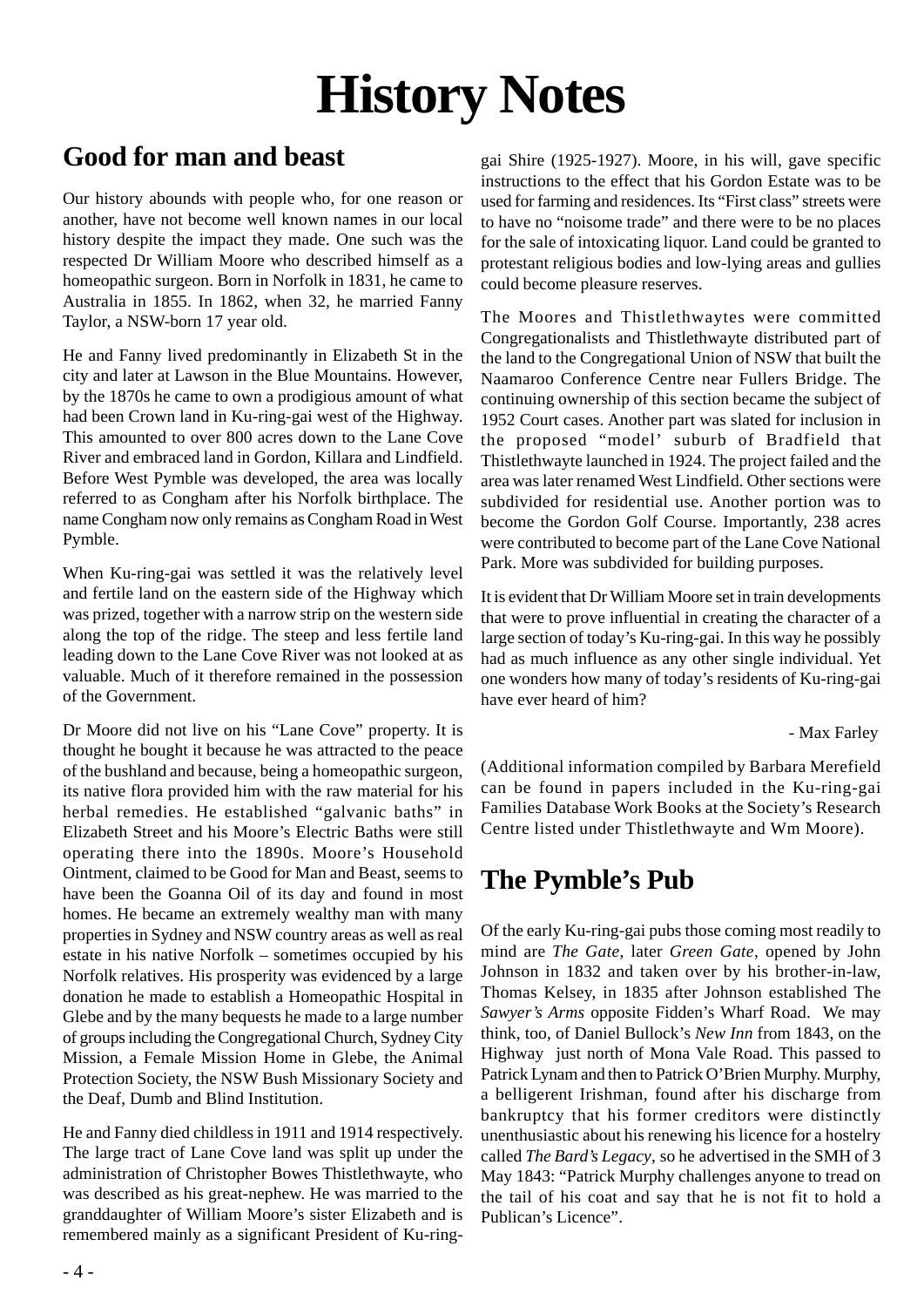# History Notes

## Good for man and beast

Our history abounds with people who, for one reason or another, have not become well known names in our local history despite the impact they made. One such was the respected Dr William Moore who described himself as a homeopathic surgeon. Born in Norfolk in 1831, he came to Australia in 1855. In 1862, when 32, he married Fanny Taylor, a NSW-born 17 year old.

He and Fanny lived predominantly in Elizabeth St in the city and later at Lawson in the Blue Mountains. However, by the 1870s he came to own a prodigious amount of what had been Crown land in Ku-ring-gai west of the Highway. This amounted to over 800 acres down to the Lane Cove River and embraced land in Gordon, Killara and Lindfield. Before West Pymble was developed, the area was locally referred to as Congham after his Norfolk birthplace. The name Congham now only remains as Congham Road in West Pymble.

When Ku-ring-gai was settled it was the relatively level and fertile land on the eastern side of the Highway which was prized, together with a narrow strip on the western side along the top of the ridge. The steep and less fertile land leading down to the Lane Cove River was not looked at as valuable. Much of it therefore remained in the possession of the Government.

Dr Moore did not live on his "Lane Cove" property. It is thought he bought it because he was attracted to the peace of the bushland and because, being a homeopathic surgeon, its native flora provided him with the raw material for his herbal remedies. He established "galvanic baths" in Elizabeth Street and his Moore's Electric Baths were still operating there into the 1890s. Moore's Household Ointment, claimed to be Good for Man and Beast, seems to have been the Goanna Oil of its day and found in most homes. He became an extremely wealthy man with many properties in Sydney and NSW country areas as well as real estate in his native Norfolk – sometimes occupied by his Norfolk relatives. His prosperity was evidenced by a large donation he made to establish a Homeopathic Hospital in Glebe and by the many bequests he made to a large number of groups including the Congregational Church, Sydney City Mission, a Female Mission Home in Glebe, the Animal Protection Society, the NSW Bush Missionary Society and the Deaf, Dumb and Blind Institution.

He and Fanny died childless in 1911 and 1914 respectively. The large tract of Lane Cove land was split up under the administration of Christopher Bowes Thistlethwayte, who was described as his great-nephew. He was married to the granddaughter of William Moore's sister Elizabeth and is remembered mainly as a significant President of Ku-ring-gai Shire (1925-1927). Moore, in his will, gave specific instructions to the effect that his Gordon Estate was to be used for farming and residences. Its "First class" streets were to have no "noisome trade" and there were to be no places for the sale of intoxicating liquor. Land could be granted to protestant religious bodies and low-lying areas and gullies could become pleasure reserves.

The Moores and Thistlethwaytes were committed Congregationalists and Thistlethwayte distributed part of the land to the Congregational Union of NSW that built the Naamaroo Conference Centre near Fullers Bridge. The continuing ownership of this section became the subject of 1952 Court cases. Another part was slated for inclusion in the proposed "model' suburb of Bradfield that Thistlethwayte launched in 1924. The project failed and the area was later renamed West Lindfield. Other sections were subdivided for residential use. Another portion was to become the Gordon Golf Course. Importantly, 238 acres were contributed to become part of the Lane Cove National Park. More was subdivided for building purposes.

It is evident that Dr William Moore set in train developments that were to prove influential in creating the character of a large section of today's Ku-ring-gai. In this way he possibly had as much influence as any other single individual. Yet one wonders how many of today's residents of Ku-ring-gai have ever heard of him?

- Max Farley

(Additional information compiled by Barbara Merefield can be found in papers included in the Ku-ring-gai Families Database Work Books at the Society's Research Centre listed under Thistlethwayte and Wm Moore).

## The Pymble's Pub

Of the early Ku-ring-gai pubs those coming most readily to mind are *The Gate*, later *Green Gate*, opened by John Johnson in 1832 and taken over by his brother-in-law, Thomas Kelsey, in 1835 after Johnson established The *Sawyer's Arms* opposite Fidden's Wharf Road. We may think, too, of Daniel Bullock's *New Inn* from 1843, on the Highway just north of Mona Vale Road. This passed to Patrick Lynam and then to Patrick O'Brien Murphy. Murphy, a belligerent Irishman, found after his discharge from bankruptcy that his former creditors were distinctly unenthusiastic about his renewing his licence for a hostelry called *The Bard's Legacy*, so he advertised in the SMH of 3 May 1843: "Patrick Murphy challenges anyone to tread on the tail of his coat and say that he is not fit to hold a Publican's Licence".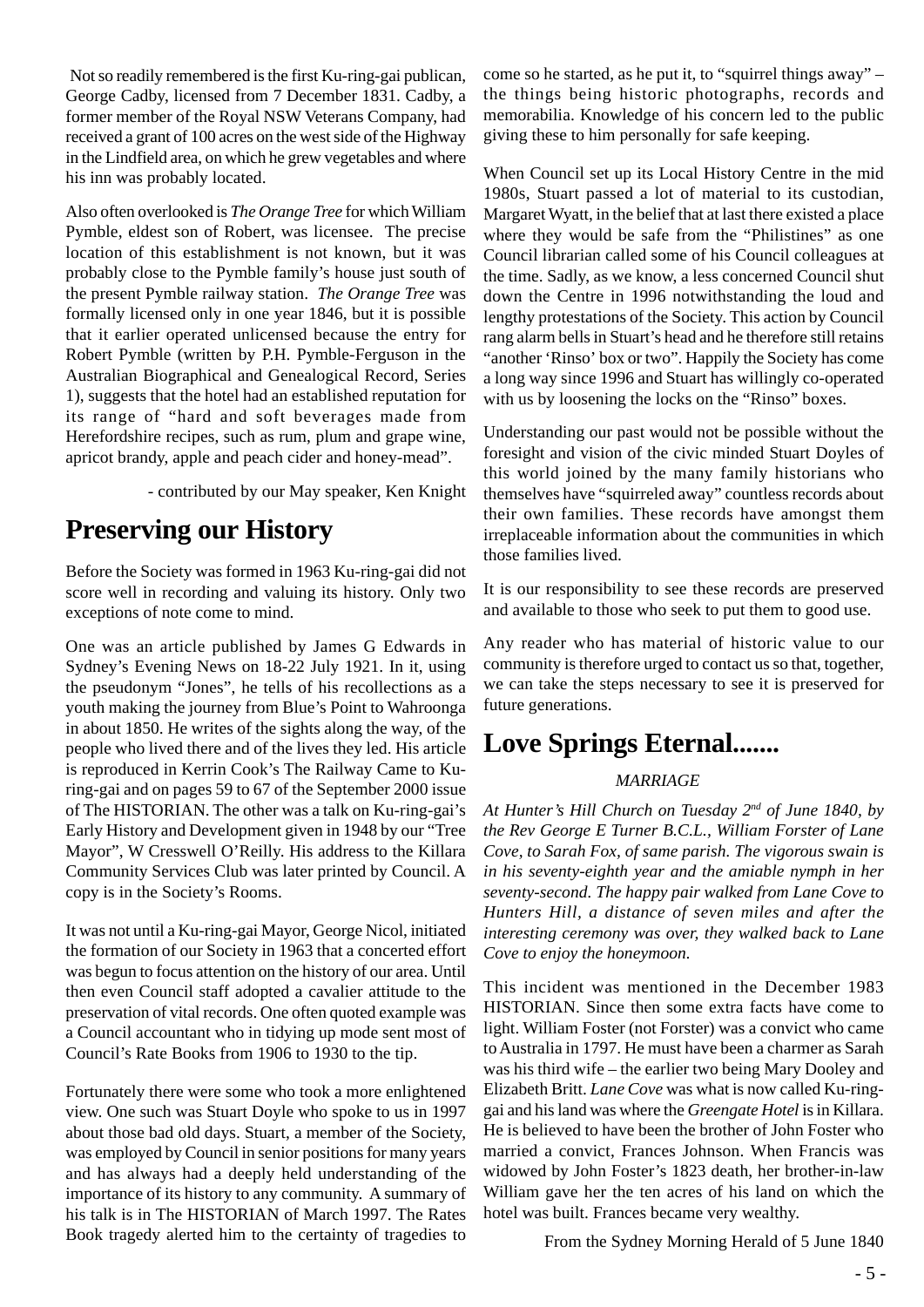Not so readily remembered is the first Ku-ring-gai publican, George Cadby, licensed from 7 December 1831. Cadby, a former member of the Royal NSW Veterans Company, had received a grant of 100 acres on the west side of the Highway in the Lindfield area, on which he grew vegetables and where his inn was probably located.

Also often overlooked is *The Orange Tree* for which William Pymble, eldest son of Robert, was licensee. The precise location of this establishment is not known, but it was probably close to the Pymble family's house just south of the present Pymble railway station. *The Orange Tree* was formally licensed only in one year 1846, but it is possible that it earlier operated unlicensed because the entry for Robert Pymble (written by P.H. Pymble-Ferguson in the Australian Biographical and Genealogical Record, Series 1), suggests that the hotel had an established reputation for its range of "hard and soft beverages made from Herefordshire recipes, such as rum, plum and grape wine, apricot brandy, apple and peach cider and honey-mead".

- contributed by our May speaker, Ken Knight

# Preserving our History

Before the Society was formed in 1963 Ku-ring-gai did not score well in recording and valuing its history. Only two exceptions of note come to mind.

One was an article published by James G Edwards in Sydney's Evening News on 18-22 July 1921. In it, using the pseudonym "Jones", he tells of his recollections as a youth making the journey from Blue's Point to Wahroonga in about 1850. He writes of the sights along the way, of the people who lived there and of the lives they led. His article is reproduced in Kerrin Cook's The Railway Came to Ku-ring-gai and on pages 59 to 67 of the September 2000 issue of The HISTORIAN. The other was a talk on Ku-ring-gai's Early History and Development given in 1948 by our "Tree Mayor", W Cresswell O'Reilly. His address to the Killara Community Services Club was later printed by Council. A copy is in the Society's Rooms.

It was not until a Ku-ring-gai Mayor, George Nicol, initiated the formation of our Society in 1963 that a concerted effort was begun to focus attention on the history of our area. Until then even Council staff adopted a cavalier attitude to the preservation of vital records. One often quoted example was a Council accountant who in tidying up mode sent most of Council's Rate Books from 1906 to 1930 to the tip.

Fortunately there were some who took a more enlightened view. One such was Stuart Doyle who spoke to us in 1997 about those bad old days. Stuart, a member of the Society, was employed by Council in senior positions for many years and has always had a deeply held understanding of the importance of its history to any community. A summary of his talk is in The HISTORIAN of March 1997. The Rates Book tragedy alerted him to the certainty of tragedies to come so he started, as he put it, to "squirrel things away" – the things being historic photographs, records and memorabilia. Knowledge of his concern led to the public giving these to him personally for safe keeping.

When Council set up its Local History Centre in the mid 1980s, Stuart passed a lot of material to its custodian, Margaret Wyatt, in the belief that at last there existed a place where they would be safe from the "Philistines" as one Council librarian called some of his Council colleagues at the time. Sadly, as we know, a less concerned Council shut down the Centre in 1996 notwithstanding the loud and lengthy protestations of the Society. This action by Council rang alarm bells in Stuart's head and he therefore still retains "another 'Rinso' box or two". Happily the Society has come a long way since 1996 and Stuart has willingly co-operated with us by loosening the locks on the "Rinso" boxes.

Understanding our past would not be possible without the foresight and vision of the civic minded Stuart Doyles of this world joined by the many family historians who themselves have "squirreled away" countless records about their own families. These records have amongst them irreplaceable information about the communities in which those families lived.

It is our responsibility to see these records are preserved and available to those who seek to put them to good use.

Any reader who has material of historic value to our community is therefore urged to contact us so that, together, we can take the steps necessary to see it is preserved for future generations.

# Love Springs Eternal.......

*MARRIAGE*

*At Hunter's Hill Church on Tuesday 2nd of June 1840, by the Rev George E Turner B.C.L., William Forster of Lane Cove, to Sarah Fox, of same parish. The vigorous swain is in his seventy-eighth year and the amiable nymph in her seventy-second. The happy pair walked from Lane Cove to Hunters Hill, a distance of seven miles and after the interesting ceremony was over, they walked back to Lane Cove to enjoy the honeymoon.*

This incident was mentioned in the December 1983 HISTORIAN. Since then some extra facts have come to light. William Foster (not Forster) was a convict who came to Australia in 1797. He must have been a charmer as Sarah was his third wife – the earlier two being Mary Dooley and Elizabeth Britt. *Lane Cove* was what is now called Ku-ring-gai and his land was where the *Greengate Hotel* is in Killara. He is believed to have been the brother of John Foster who married a convict, Frances Johnson. When Francis was widowed by John Foster's 1823 death, her brother-in-law William gave her the ten acres of his land on which the hotel was built. Frances became very wealthy.

From the Sydney Morning Herald of 5 June 1840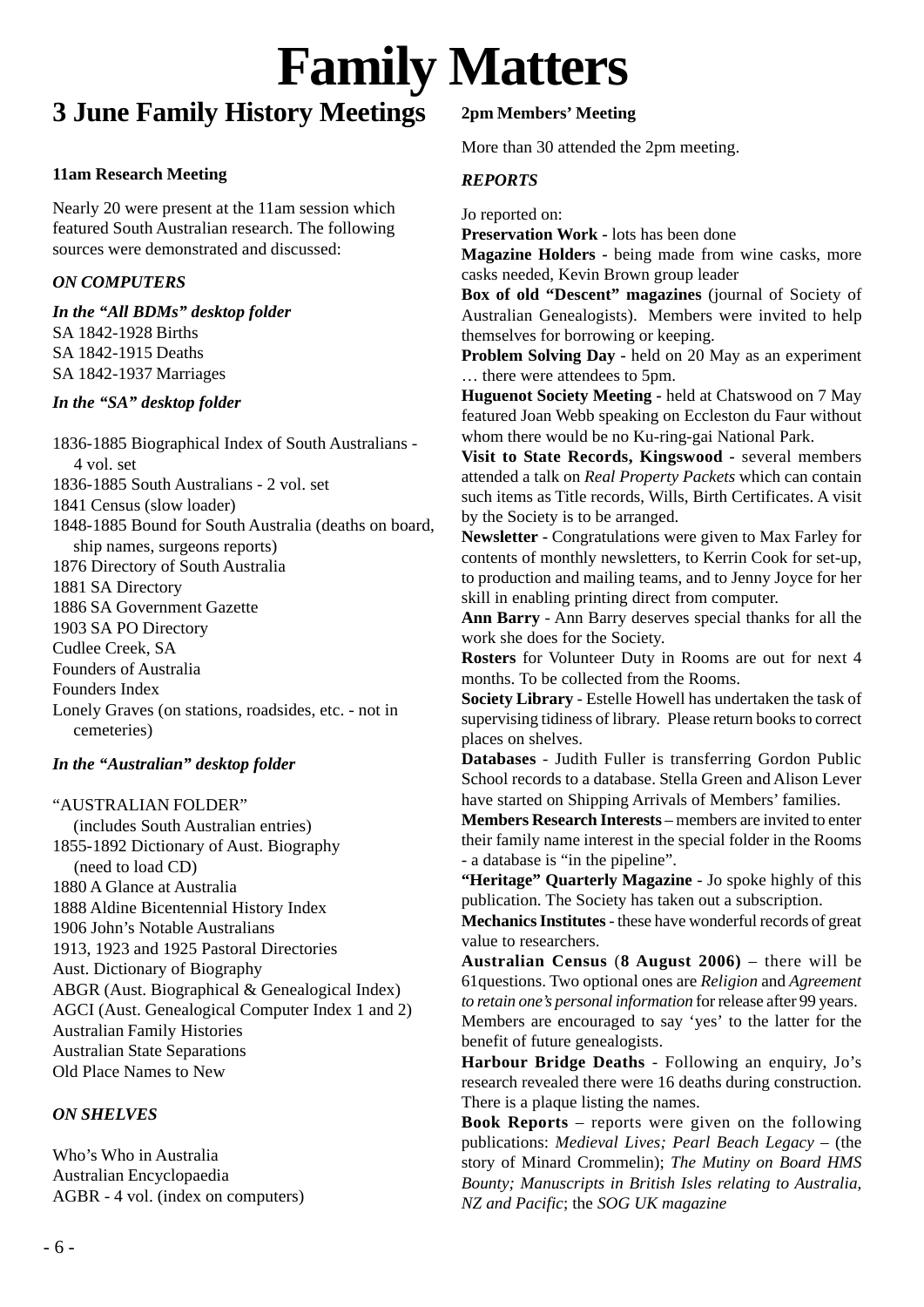# Family Matters

## 3 June Family History Meetings

**11am Research Meeting**

Nearly 20 were present at the 11am session which featured South Australian research. The following sources were demonstrated and discussed:

*ON COMPUTERS*

***In the "All BDMs" desktop folder***

SA 1842-1928 Births
SA 1842-1915 Deaths
SA 1842-1937 Marriages

***In the "SA" desktop folder***

1836-1885 Biographical Index of South Australians - 4 vol. set
1836-1885 South Australians - 2 vol. set
1841 Census (slow loader)
1848-1885 Bound for South Australia (deaths on board, ship names, surgeons reports)
1876 Directory of South Australia
1881 SA Directory
1886 SA Government Gazette
1903 SA PO Directory
Cudlee Creek, SA
Founders of Australia
Founders Index
Lonely Graves (on stations, roadsides, etc. - not in cemeteries)

***In the "Australian" desktop folder***

"AUSTRALIAN FOLDER" (includes South Australian entries)
1855-1892 Dictionary of Aust. Biography (need to load CD)
1880 A Glance at Australia
1888 Aldine Bicentennial History Index
1906 John's Notable Australians
1913, 1923 and 1925 Pastoral Directories
Aust. Dictionary of Biography
ABGR (Aust. Biographical & Genealogical Index)
AGCI (Aust. Genealogical Computer Index 1 and 2)
Australian Family Histories
Australian State Separations
Old Place Names to New

*ON SHELVES*

Who's Who in Australia
Australian Encyclopaedia
AGBR - 4 vol. (index on computers)

**2pm Members' Meeting**

More than 30 attended the 2pm meeting.

*REPORTS*

Jo reported on:

**Preservation Work -** lots has been done

**Magazine Holders -** being made from wine casks, more casks needed, Kevin Brown group leader

**Box of old "Descent" magazines** (journal of Society of Australian Genealogists). Members were invited to help themselves for borrowing or keeping.

**Problem Solving Day -** held on 20 May as an experiment … there were attendees to 5pm.

**Huguenot Society Meeting -** held at Chatswood on 7 May featured Joan Webb speaking on Eccleston du Faur without whom there would be no Ku-ring-gai National Park.

**Visit to State Records, Kingswood -** several members attended a talk on *Real Property Packets* which can contain such items as Title records, Wills, Birth Certificates. A visit by the Society is to be arranged.

**Newsletter -** Congratulations were given to Max Farley for contents of monthly newsletters, to Kerrin Cook for set-up, to production and mailing teams, and to Jenny Joyce for her skill in enabling printing direct from computer.

**Ann Barry** - Ann Barry deserves special thanks for all the work she does for the Society.

**Rosters** for Volunteer Duty in Rooms are out for next 4 months. To be collected from the Rooms.

**Society Library** - Estelle Howell has undertaken the task of supervising tidiness of library. Please return books to correct places on shelves.

**Databases** - Judith Fuller is transferring Gordon Public School records to a database. Stella Green and Alison Lever have started on Shipping Arrivals of Members' families.

**Members Research Interests** – members are invited to enter their family name interest in the special folder in the Rooms - a database is "in the pipeline".

**"Heritage" Quarterly Magazine** - Jo spoke highly of this publication. The Society has taken out a subscription.

**Mechanics Institutes** - these have wonderful records of great value to researchers.

**Australian Census** (**8 August 2006)** – there will be 61questions. Two optional ones are *Religion* and *Agreement to retain one's personal information* for release after 99 years. Members are encouraged to say 'yes' to the latter for the benefit of future genealogists.

**Harbour Bridge Deaths** - Following an enquiry, Jo's research revealed there were 16 deaths during construction. There is a plaque listing the names.

**Book Reports** – reports were given on the following publications: *Medieval Lives; Pearl Beach Legacy* – (the story of Minard Crommelin); *The Mutiny on Board HMS Bounty; Manuscripts in British Isles relating to Australia, NZ and Pacific*; the *SOG UK magazine*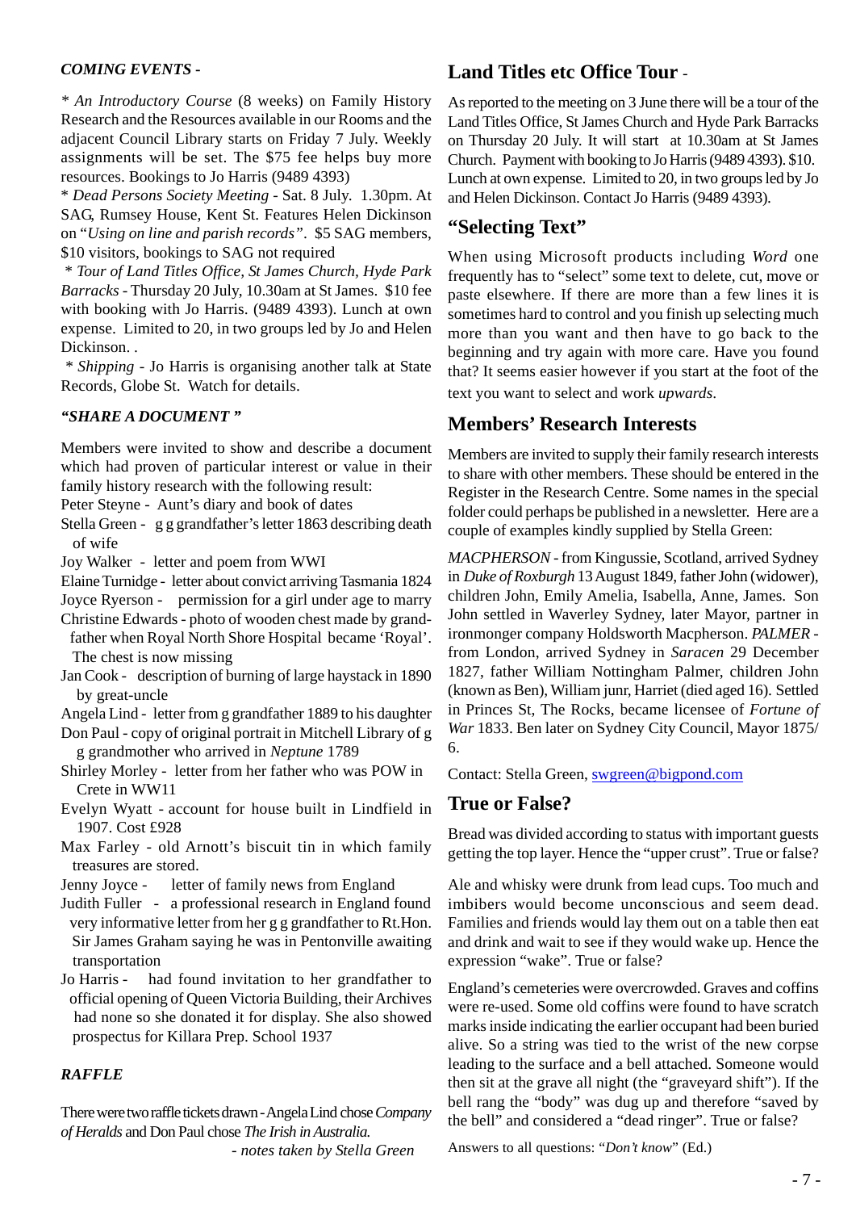*COMING EVENTS -*

* *An Introductory Course* (8 weeks) on Family History Research and the Resources available in our Rooms and the adjacent Council Library starts on Friday 7 July. Weekly assignments will be set. The $75 fee helps buy more resources. Bookings to Jo Harris (9489 4393)

* *Dead Persons Society Meeting* - Sat. 8 July. 1.30pm. At SAG, Rumsey House, Kent St. Features Helen Dickinson on "*Using on line and parish records*". $5 SAG members, $10 visitors, bookings to SAG not required

* *Tour of Land Titles Office, St James Church, Hyde Park Barracks* - Thursday 20 July, 10.30am at St James. $10 fee with booking with Jo Harris. (9489 4393). Lunch at own expense. Limited to 20, in two groups led by Jo and Helen Dickinson. .

* *Shipping* - Jo Harris is organising another talk at State Records, Globe St. Watch for details.

*"SHARE A DOCUMENT "*

Members were invited to show and describe a document which had proven of particular interest or value in their family history research with the following result:

Peter Steyne - Aunt's diary and book of dates

Stella Green - g g grandfather's letter 1863 describing death of wife

Joy Walker - letter and poem from WWI

Elaine Turnidge - letter about convict arriving Tasmania 1824

Joyce Ryerson - permission for a girl under age to marry

Christine Edwards - photo of wooden chest made by grandfather when Royal North Shore Hospital became 'Royal'. The chest is now missing

Jan Cook - description of burning of large haystack in 1890 by great-uncle

Angela Lind - letter from g grandfather 1889 to his daughter

Don Paul - copy of original portrait in Mitchell Library of g g grandmother who arrived in *Neptune* 1789

Shirley Morley - letter from her father who was POW in Crete in WW11

Evelyn Wyatt - account for house built in Lindfield in 1907. Cost £928

Max Farley - old Arnott's biscuit tin in which family treasures are stored.

Jenny Joyce - letter of family news from England

Judith Fuller - a professional research in England found very informative letter from her g g grandfather to Rt.Hon. Sir James Graham saying he was in Pentonville awaiting transportation

Jo Harris - had found invitation to her grandfather to official opening of Queen Victoria Building, their Archives had none so she donated it for display. She also showed prospectus for Killara Prep. School 1937

*RAFFLE*

There were two raffle tickets drawn - Angela Lind chose *Company of Heralds* and Don Paul chose *The Irish in Australia.*

*- notes taken by Stella Green*

## Land Titles etc Office Tour -

As reported to the meeting on 3 June there will be a tour of the Land Titles Office, St James Church and Hyde Park Barracks on Thursday 20 July. It will start at 10.30am at St James Church. Payment with booking to Jo Harris (9489 4393). $10. Lunch at own expense. Limited to 20, in two groups led by Jo and Helen Dickinson. Contact Jo Harris (9489 4393).

## "Selecting Text"

When using Microsoft products including *Word* one frequently has to "select" some text to delete, cut, move or paste elsewhere. If there are more than a few lines it is sometimes hard to control and you finish up selecting much more than you want and then have to go back to the beginning and try again with more care. Have you found that? It seems easier however if you start at the foot of the text you want to select and work *upwards*.

## Members' Research Interests

Members are invited to supply their family research interests to share with other members. These should be entered in the Register in the Research Centre. Some names in the special folder could perhaps be published in a newsletter. Here are a couple of examples kindly supplied by Stella Green:

*MACPHERSON* - from Kingussie, Scotland, arrived Sydney in *Duke of Roxburgh* 13 August 1849, father John (widower), children John, Emily Amelia, Isabella, Anne, James. Son John settled in Waverley Sydney, later Mayor, partner in ironmonger company Holdsworth Macpherson. *PALMER* - from London, arrived Sydney in *Saracen* 29 December 1827, father William Nottingham Palmer, children John (known as Ben), William junr, Harriet (died aged 16). Settled in Princes St, The Rocks, became licensee of *Fortune of War* 1833. Ben later on Sydney City Council, Mayor 1875/6.

Contact: Stella Green, swgreen@bigpond.com

## True or False?

Bread was divided according to status with important guests getting the top layer. Hence the "upper crust". True or false?

Ale and whisky were drunk from lead cups. Too much and imbibers would become unconscious and seem dead. Families and friends would lay them out on a table then eat and drink and wait to see if they would wake up. Hence the expression "wake". True or false?

England's cemeteries were overcrowded. Graves and coffins were re-used. Some old coffins were found to have scratch marks inside indicating the earlier occupant had been buried alive. So a string was tied to the wrist of the new corpse leading to the surface and a bell attached. Someone would then sit at the grave all night (the "graveyard shift"). If the bell rang the "body" was dug up and therefore "saved by the bell" and considered a "dead ringer". True or false?

Answers to all questions: "*Don't know*" (Ed.)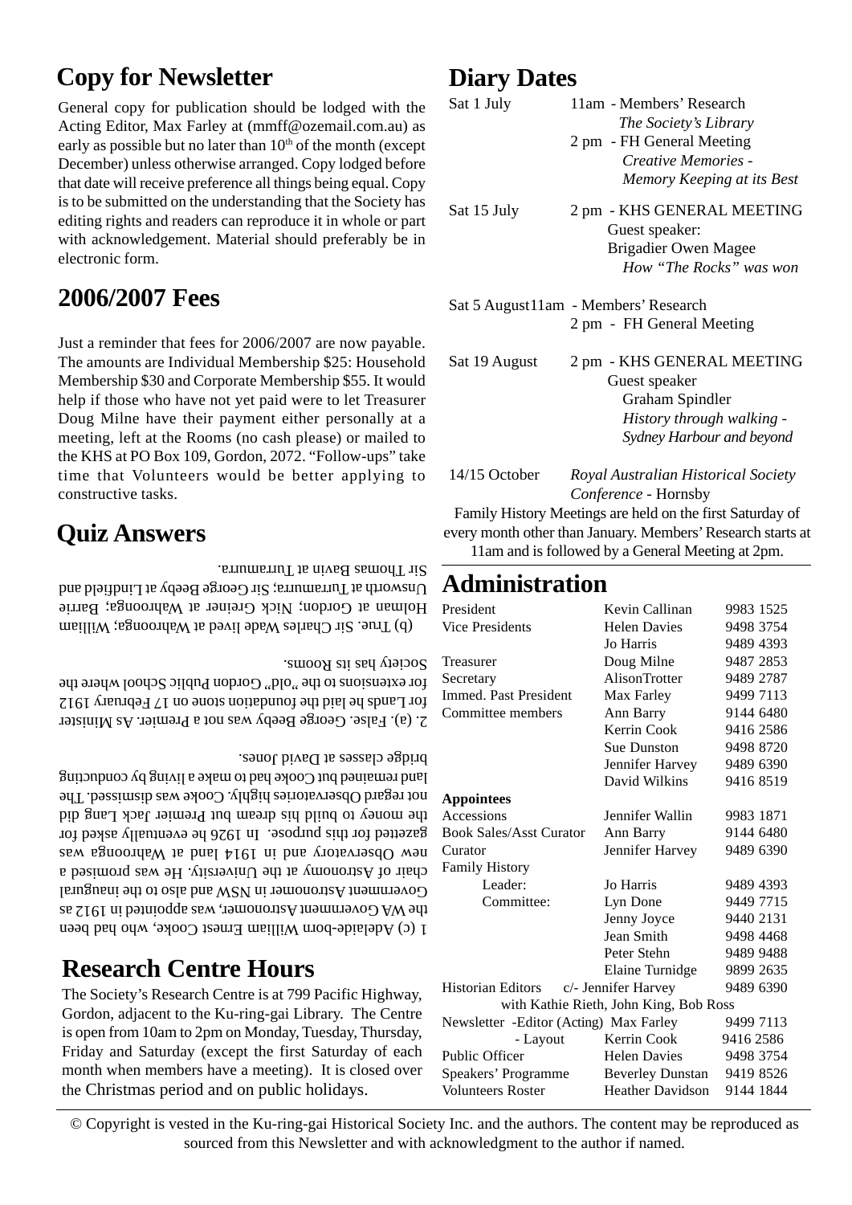## Copy for Newsletter

General copy for publication should be lodged with the Acting Editor, Max Farley at (mmff@ozemail.com.au) as early as possible but no later than 10th of the month (except December) unless otherwise arranged. Copy lodged before that date will receive preference all things being equal. Copy is to be submitted on the understanding that the Society has editing rights and readers can reproduce it in whole or part with acknowledgement. Material should preferably be in electronic form.

## 2006/2007 Fees

Just a reminder that fees for 2006/2007 are now payable. The amounts are Individual Membership $25: Household Membership $30 and Corporate Membership $55. It would help if those who have not yet paid were to let Treasurer Doug Milne have their payment either personally at a meeting, left at the Rooms (no cash please) or mailed to the KHS at PO Box 109, Gordon, 2072. "Follow-ups" take time that Volunteers would be better applying to constructive tasks.

## Quiz Answers

1 (c) Adelaide-born William Ernest Cooke, who had been the WA Government Astronomer, was appointed in 1912 as Government Astronomer in NSW and also to the inaugural chair of Astronomy at the University. He was promised a new Observatory and in 1914 land at Wahroonga was gazetted for this purpose. In 1926 he eventually asked for the money to build his dream but Premier Jack Lang did not regard Observatories highly. Cooke was dismissed. The land remained but Cooke had to make a living by conducting bridge classes at David Jones.

2. (a). False. George Beeby was not a Premier. As Minister for Lands he laid the foundation stone on 17 February 1912 for extensions to the "old" Gordon Public School where the Society has its Rooms.

(b) True. Sir Charles Wade lived at Wahroonga; William Holman at Gordon; Nick Greiner at Wahroonga; Barrie Unsworth at Turramurra; Sir George Beeby at Lindfield and Sir Thomas Bavin at Turramura.

## Research Centre Hours

The Society's Research Centre is at 799 Pacific Highway, Gordon, adjacent to the Ku-ring-gai Library. The Centre is open from 10am to 2pm on Monday, Tuesday, Thursday, Friday and Saturday (except the first Saturday of each month when members have a meeting). It is closed over the Christmas period and on public holidays.

## Diary Dates

| | |
|---|---|
| Sat 1 July | 11am - Members' Research *The Society's Library* |
| | 2 pm - FH General Meeting *Creative Memories - Memory Keeping at its Best* |
| Sat 15 July | 2 pm - KHS GENERAL MEETING Guest speaker: Brigadier Owen Magee *How "The Rocks" was won* |
| Sat 5 August | 11am - Members' Research |
| | 2 pm - FH General Meeting |
| Sat 19 August | 2 pm - KHS GENERAL MEETING Guest speaker Graham Spindler *History through walking - Sydney Harbour and beyond* |
| 14/15 October | *Royal Australian Historical Society Conference* - Hornsby |

Family History Meetings are held on the first Saturday of every month other than January. Members' Research starts at 11am and is followed by a General Meeting at 2pm.

## Administration

| | | |
|---|---|---|
| President | Kevin Callinan | 9983 1525 |
| Vice Presidents | Helen Davies | 9498 3754 |
| | Jo Harris | 9489 4393 |
| Treasurer | Doug Milne | 9487 2853 |
| Secretary | AlisonTrotter | 9489 2787 |
| Immed. Past President | Max Farley | 9499 7113 |
| Committee members | Ann Barry | 9144 6480 |
| | Kerrin Cook | 9416 2586 |
| | Sue Dunston | 9498 8720 |
| | Jennifer Harvey | 9489 6390 |
| | David Wilkins | 9416 8519 |
| **Appointees** | | |
| Accessions | Jennifer Wallin | 9983 1871 |
| Book Sales/Asst Curator | Ann Barry | 9144 6480 |
| Curator | Jennifer Harvey | 9489 6390 |
| Family History | | |
| Leader: | Jo Harris | 9489 4393 |
| Committee: | Lyn Done | 9449 7715 |
| | Jenny Joyce | 9440 2131 |
| | Jean Smith | 9498 4468 |
| | Peter Stehn | 9489 9488 |
| | Elaine Turnidge | 9899 2635 |
| Historian Editors | c/- Jennifer Harvey | 9489 6390 |
| | with Kathie Rieth, John King, Bob Ross | |
| Newsletter - Editor (Acting) | Max Farley | 9499 7113 |
| - Layout | Kerrin Cook | 9416 2586 |
| Public Officer | Helen Davies | 9498 3754 |
| Speakers' Programme | Beverley Dunstan | 9419 8526 |
| Volunteers Roster | Heather Davidson | 9144 1844 |

© Copyright is vested in the Ku-ring-gai Historical Society Inc. and the authors. The content may be reproduced as sourced from this Newsletter and with acknowledgment to the author if named.